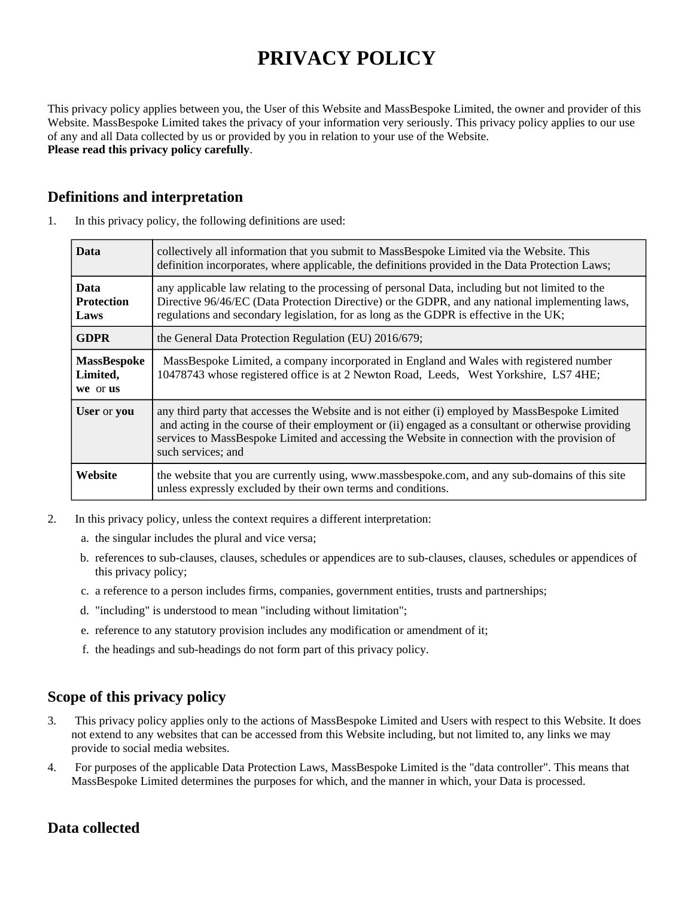# PRIVACY POLICY

This privacy policy applies between you, the User of this Website and MassBespoke Limited, the owner and provider of this Website. MassBespoke Limited takes the privacy of your information very seriously. This privacy policy applies to our use of any and all Data collected by us or provided by you in relation to your use of the Website.
**Please read this privacy policy carefully**.

## Definitions and interpretation

1. In this privacy policy, the following definitions are used:

| | |
|---|---|
| **Data** | collectively all information that you submit to MassBespoke Limited via the Website. This definition incorporates, where applicable, the definitions provided in the Data Protection Laws; |
| **Data Protection Laws** | any applicable law relating to the processing of personal Data, including but not limited to the Directive 96/46/EC (Data Protection Directive) or the GDPR, and any national implementing laws, regulations and secondary legislation, for as long as the GDPR is effective in the UK; |
| **GDPR** | the General Data Protection Regulation (EU) 2016/679; |
| **MassBespoke Limited, we or us** | MassBespoke Limited, a company incorporated in England and Wales with registered number 10478743 whose registered office is at 2 Newton Road, Leeds, West Yorkshire, LS7 4HE; |
| **User** or **you** | any third party that accesses the Website and is not either (i) employed by MassBespoke Limited and acting in the course of their employment or (ii) engaged as a consultant or otherwise providing services to MassBespoke Limited and accessing the Website in connection with the provision of such services; and |
| **Website** | the website that you are currently using, www.massbespoke.com, and any sub-domains of this site unless expressly excluded by their own terms and conditions. |

2. In this privacy policy, unless the context requires a different interpretation:
   a. the singular includes the plural and vice versa;
   b. references to sub-clauses, clauses, schedules or appendices are to sub-clauses, clauses, schedules or appendices of this privacy policy;
   c. a reference to a person includes firms, companies, government entities, trusts and partnerships;
   d. "including" is understood to mean "including without limitation";
   e. reference to any statutory provision includes any modification or amendment of it;
   f. the headings and sub-headings do not form part of this privacy policy.

## Scope of this privacy policy

3. This privacy policy applies only to the actions of MassBespoke Limited and Users with respect to this Website. It does not extend to any websites that can be accessed from this Website including, but not limited to, any links we may provide to social media websites.
4. For purposes of the applicable Data Protection Laws, MassBespoke Limited is the "data controller". This means that MassBespoke Limited determines the purposes for which, and the manner in which, your Data is processed.

## Data collected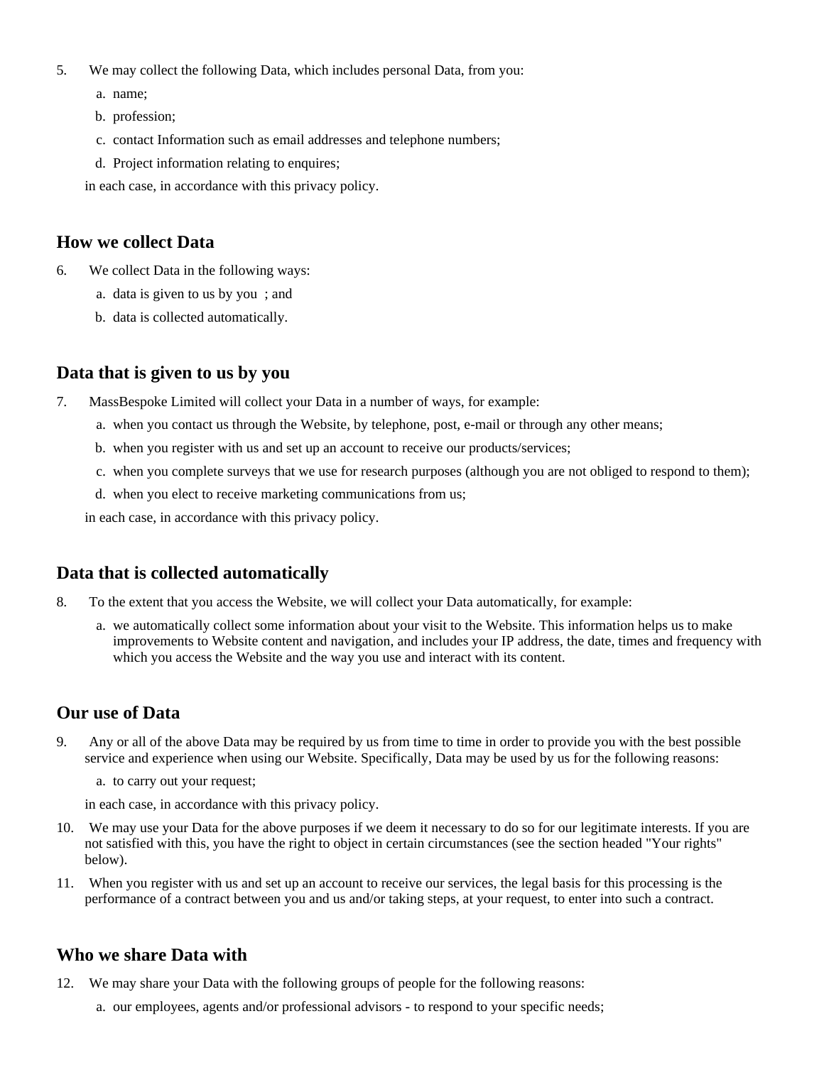5. We may collect the following Data, which includes personal Data, from you:
    a. name;
    b. profession;
    c. contact Information such as email addresses and telephone numbers;
    d. Project information relating to enquires;

    in each case, in accordance with this privacy policy.

## How we collect Data

6. We collect Data in the following ways:
    a. data is given to us by you ; and
    b. data is collected automatically.

## Data that is given to us by you

7. MassBespoke Limited will collect your Data in a number of ways, for example:
    a. when you contact us through the Website, by telephone, post, e-mail or through any other means;
    b. when you register with us and set up an account to receive our products/services;
    c. when you complete surveys that we use for research purposes (although you are not obliged to respond to them);
    d. when you elect to receive marketing communications from us;

    in each case, in accordance with this privacy policy.

## Data that is collected automatically

8. To the extent that you access the Website, we will collect your Data automatically, for example:
    a. we automatically collect some information about your visit to the Website. This information helps us to make improvements to Website content and navigation, and includes your IP address, the date, times and frequency with which you access the Website and the way you use and interact with its content.

## Our use of Data

9. Any or all of the above Data may be required by us from time to time in order to provide you with the best possible service and experience when using our Website. Specifically, Data may be used by us for the following reasons:
    a. to carry out your request;

    in each case, in accordance with this privacy policy.

10. We may use your Data for the above purposes if we deem it necessary to do so for our legitimate interests. If you are not satisfied with this, you have the right to object in certain circumstances (see the section headed "Your rights" below).
11. When you register with us and set up an account to receive our services, the legal basis for this processing is the performance of a contract between you and us and/or taking steps, at your request, to enter into such a contract.

## Who we share Data with

12. We may share your Data with the following groups of people for the following reasons:
    a. our employees, agents and/or professional advisors - to respond to your specific needs;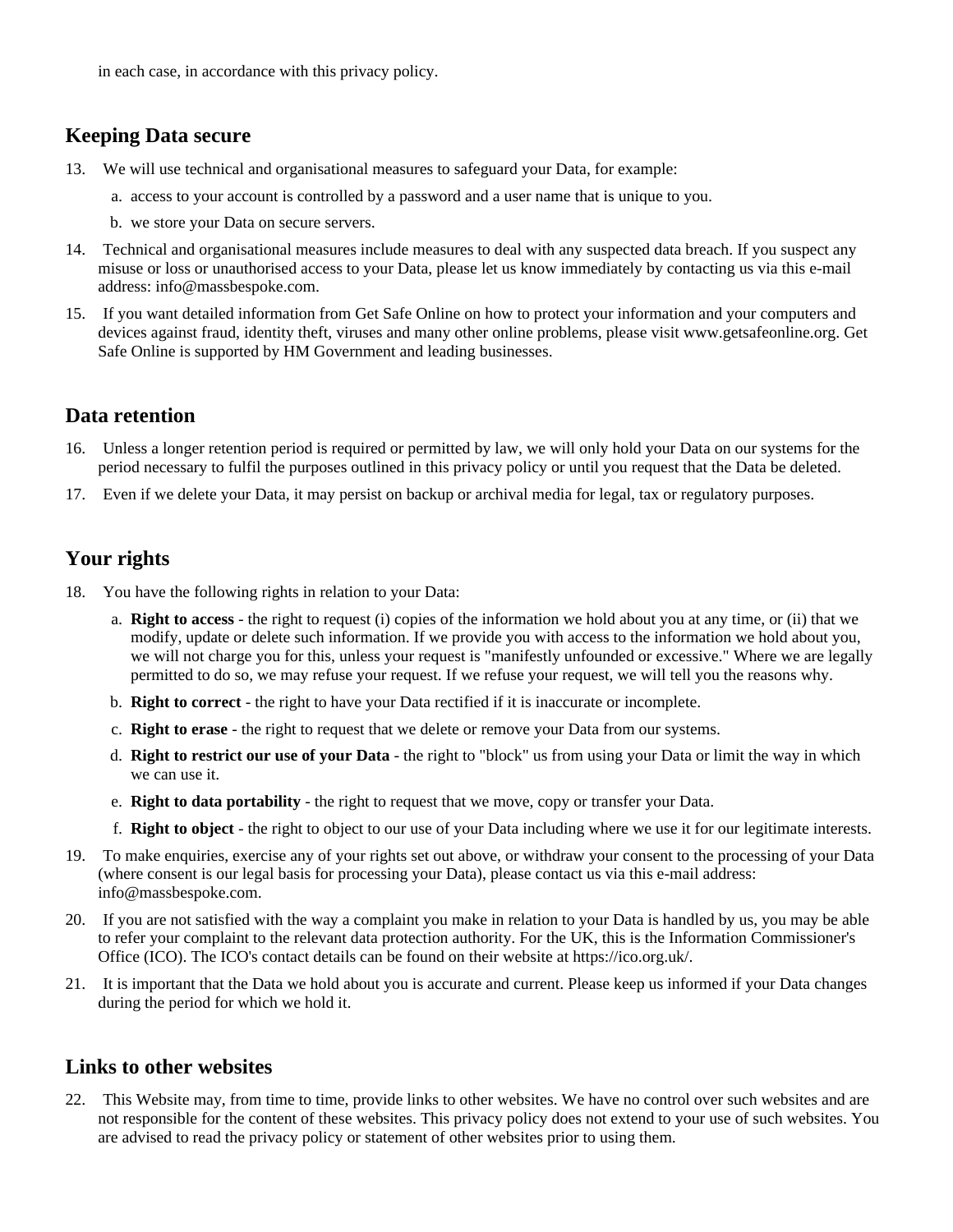in each case, in accordance with this privacy policy.

## Keeping Data secure

13. We will use technical and organisational measures to safeguard your Data, for example:
    a. access to your account is controlled by a password and a user name that is unique to you.
    b. we store your Data on secure servers.
14. Technical and organisational measures include measures to deal with any suspected data breach. If you suspect any misuse or loss or unauthorised access to your Data, please let us know immediately by contacting us via this e-mail address: info@massbespoke.com.
15. If you want detailed information from Get Safe Online on how to protect your information and your computers and devices against fraud, identity theft, viruses and many other online problems, please visit www.getsafeonline.org. Get Safe Online is supported by HM Government and leading businesses.

## Data retention

16. Unless a longer retention period is required or permitted by law, we will only hold your Data on our systems for the period necessary to fulfil the purposes outlined in this privacy policy or until you request that the Data be deleted.
17. Even if we delete your Data, it may persist on backup or archival media for legal, tax or regulatory purposes.

## Your rights

18. You have the following rights in relation to your Data:
    a. **Right to access** - the right to request (i) copies of the information we hold about you at any time, or (ii) that we modify, update or delete such information. If we provide you with access to the information we hold about you, we will not charge you for this, unless your request is "manifestly unfounded or excessive." Where we are legally permitted to do so, we may refuse your request. If we refuse your request, we will tell you the reasons why.
    b. **Right to correct** - the right to have your Data rectified if it is inaccurate or incomplete.
    c. **Right to erase** - the right to request that we delete or remove your Data from our systems.
    d. **Right to restrict our use of your Data** - the right to "block" us from using your Data or limit the way in which we can use it.
    e. **Right to data portability** - the right to request that we move, copy or transfer your Data.
    f. **Right to object** - the right to object to our use of your Data including where we use it for our legitimate interests.
19. To make enquiries, exercise any of your rights set out above, or withdraw your consent to the processing of your Data (where consent is our legal basis for processing your Data), please contact us via this e-mail address: info@massbespoke.com.
20. If you are not satisfied with the way a complaint you make in relation to your Data is handled by us, you may be able to refer your complaint to the relevant data protection authority. For the UK, this is the Information Commissioner's Office (ICO). The ICO's contact details can be found on their website at https://ico.org.uk/.
21. It is important that the Data we hold about you is accurate and current. Please keep us informed if your Data changes during the period for which we hold it.

## Links to other websites

22. This Website may, from time to time, provide links to other websites. We have no control over such websites and are not responsible for the content of these websites. This privacy policy does not extend to your use of such websites. You are advised to read the privacy policy or statement of other websites prior to using them.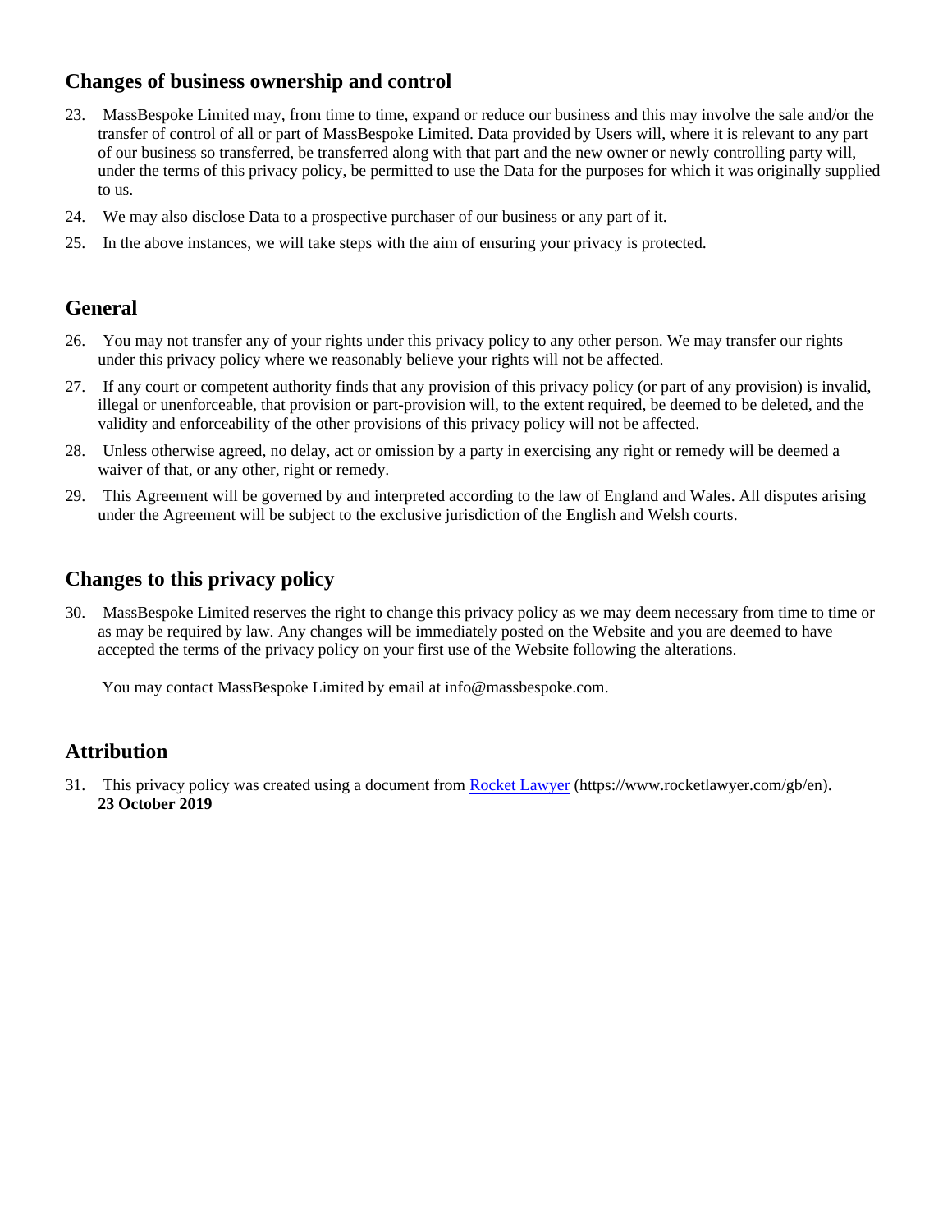## Changes of business ownership and control

23. MassBespoke Limited may, from time to time, expand or reduce our business and this may involve the sale and/or the transfer of control of all or part of MassBespoke Limited. Data provided by Users will, where it is relevant to any part of our business so transferred, be transferred along with that part and the new owner or newly controlling party will, under the terms of this privacy policy, be permitted to use the Data for the purposes for which it was originally supplied to us.
24. We may also disclose Data to a prospective purchaser of our business or any part of it.
25. In the above instances, we will take steps with the aim of ensuring your privacy is protected.

## General

26. You may not transfer any of your rights under this privacy policy to any other person. We may transfer our rights under this privacy policy where we reasonably believe your rights will not be affected.
27. If any court or competent authority finds that any provision of this privacy policy (or part of any provision) is invalid, illegal or unenforceable, that provision or part-provision will, to the extent required, be deemed to be deleted, and the validity and enforceability of the other provisions of this privacy policy will not be affected.
28. Unless otherwise agreed, no delay, act or omission by a party in exercising any right or remedy will be deemed a waiver of that, or any other, right or remedy.
29. This Agreement will be governed by and interpreted according to the law of England and Wales. All disputes arising under the Agreement will be subject to the exclusive jurisdiction of the English and Welsh courts.

## Changes to this privacy policy

30. MassBespoke Limited reserves the right to change this privacy policy as we may deem necessary from time to time or as may be required by law. Any changes will be immediately posted on the Website and you are deemed to have accepted the terms of the privacy policy on your first use of the Website following the alterations.

    You may contact MassBespoke Limited by email at info@massbespoke.com.

## Attribution

31. This privacy policy was created using a document from [Rocket Lawyer](https://www.rocketlawyer.com/gb/en) (https://www.rocketlawyer.com/gb/en).
    **23 October 2019**